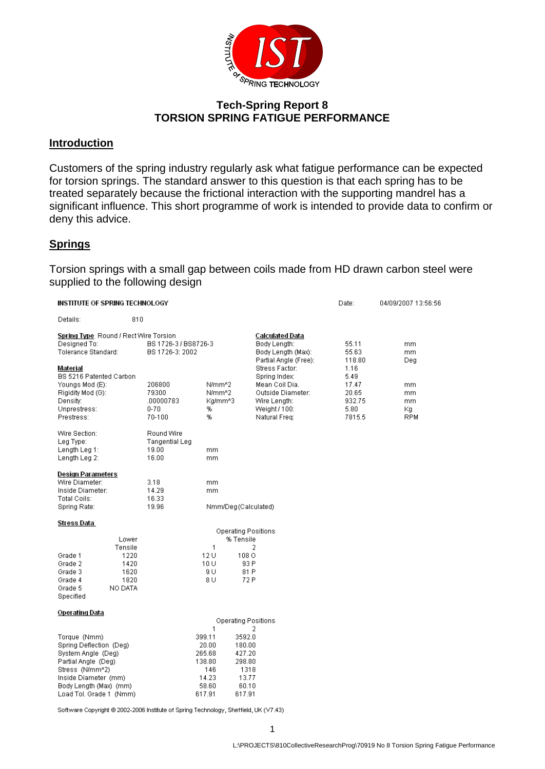## Tech-Spring Report 8
## TORSION SPRING FATIGUE PERFORMANCE

### Introduction

Customers of the spring industry regularly ask what fatigue performance can be expected for torsion springs. The standard answer to this question is that each spring has to be treated separately because the frictional interaction with the supporting mandrel has a significant influence. This short programme of work is intended to provide data to confirm or deny this advice.

### Springs

Torsion springs with a small gap between coils made from HD drawn carbon steel were supplied to the following design

**INSTITUTE OF SPRING TECHNOLOGY** Date: 04/09/2007 13:56:56

Details: 810

| **Spring Type** Round / Rect Wire Torsion | | | **Calculated Data** | | |
|---|---|---|---|---|---|
| Designed To: | BS 1726-3 / BS8726-3 | | Body Length: | 55.11 | mm |
| Tolerance Standard: | BS 1726-3: 2002 | | Body Length (Max): | 55.63 | mm |
| | | | Partial Angle (Free): | 118.80 | Deg |
| **Material** | | | Stress Factor: | 1.16 | |
| BS 5216 Patented Carbon | | | Spring Index: | 5.49 | |
| Youngs Mod (E): | 206800 | N/mm^2 | Mean Coil Dia. | 17.47 | mm |
| Rigidity Mod (G): | 79300 | N/mm^2 | Outside Diameter: | 20.65 | mm |
| Density: | .00000783 | Kg/mm^3 | Wire Length: | 932.75 | mm |
| Unprestress: | 0-70 | % | Weight / 100: | 5.80 | Kg |
| Prestress: | 70-100 | % | Natural Freq: | 7815.5 | RPM |

| | | |
|---|---|---|
| Wire Section: | Round Wire | |
| Leg Type: | Tangential Leg | |
| Length Leg 1: | 19.00 | mm |
| Length Leg 2: | 16.00 | mm |

**Design Parameters**

| | | |
|---|---|---|
| Wire Diameter: | 3.18 | mm |
| Inside Diameter: | 14.29 | mm |
| Total Coils: | 16.33 | |
| Spring Rate: | 19.96 | Nmm/Deg (Calculated) |

**Stress Data**

| | Lower Tensile | Operating Positions % Tensile 1 | 2 |
|---|---|---|---|
| Grade 1 | 1220 | 12 U | 108 O |
| Grade 2 | 1420 | 10 U | 93 P |
| Grade 3 | 1620 | 9 U | 81 P |
| Grade 4 | 1820 | 8 U | 72 P |
| Grade 5 Specified | NO DATA | | |

**Operating Data**

| | Operating Positions 1 | 2 |
|---|---|---|
| Torque (Nmm) | 399.11 | 3592.0 |
| Spring Deflection (Deg) | 20.00 | 180.00 |
| System Angle (Deg) | 265.68 | 427.20 |
| Partial Angle (Deg) | 138.80 | 298.80 |
| Stress (N/mm^2) | 146 | 1318 |
| Inside Diameter (mm) | 14.23 | 13.77 |
| Body Length (Max) (mm) | 58.60 | 60.10 |
| Load Tol. Grade 1 (Nmm) | 617.91 | 617.91 |

Software Copyright © 2002-2006 Institute of Spring Technology, Sheffield, UK (V7.43)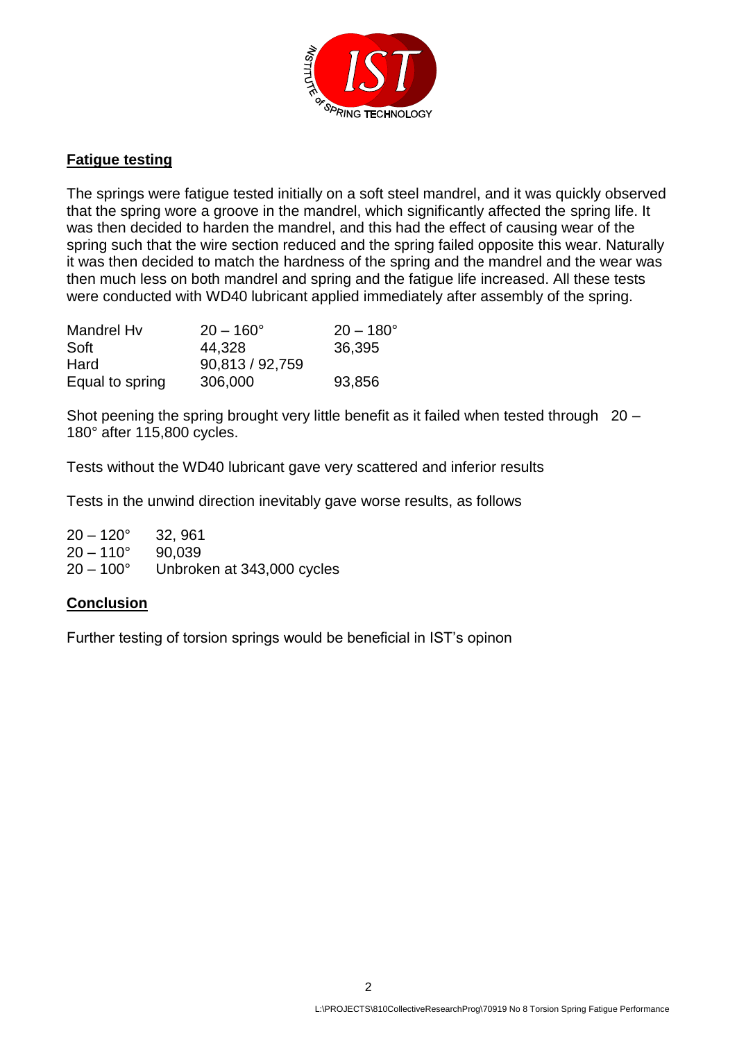## Fatigue testing

The springs were fatigue tested initially on a soft steel mandrel, and it was quickly observed that the spring wore a groove in the mandrel, which significantly affected the spring life. It was then decided to harden the mandrel, and this had the effect of causing wear of the spring such that the wire section reduced and the spring failed opposite this wear. Naturally it was then decided to match the hardness of the spring and the mandrel and the wear was then much less on both mandrel and spring and the fatigue life increased. All these tests were conducted with WD40 lubricant applied immediately after assembly of the spring.

| Mandrel Hv | 20 – 160° | 20 – 180° |
|---|---|---|
| Soft | 44,328 | 36,395 |
| Hard | 90,813 / 92,759 | |
| Equal to spring | 306,000 | 93,856 |

Shot peening the spring brought very little benefit as it failed when tested through 20 – 180° after 115,800 cycles.

Tests without the WD40 lubricant gave very scattered and inferior results

Tests in the unwind direction inevitably gave worse results, as follows

| | |
|---|---|
| 20 – 120° | 32, 961 |
| 20 – 110° | 90,039 |
| 20 – 100° | Unbroken at 343,000 cycles |

## Conclusion

Further testing of torsion springs would be beneficial in IST's opinon